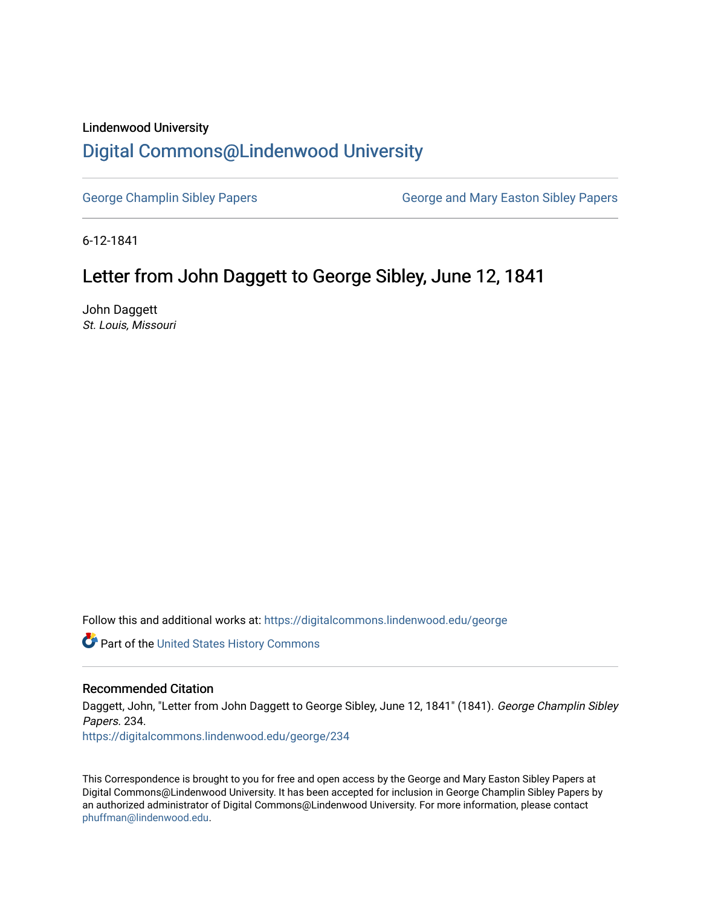Lindenwood University

# Digital Commons@Lindenwood University

George Champlin Sibley Papers

George and Mary Easton Sibley Papers

6-12-1841

## Letter from John Daggett to George Sibley, June 12, 1841

John Daggett
*St. Louis, Missouri*

Follow this and additional works at: https://digitalcommons.lindenwood.edu/george

Part of the United States History Commons

### Recommended Citation

Daggett, John, "Letter from John Daggett to George Sibley, June 12, 1841" (1841). *George Champlin Sibley Papers*. 234.
https://digitalcommons.lindenwood.edu/george/234

This Correspondence is brought to you for free and open access by the George and Mary Easton Sibley Papers at Digital Commons@Lindenwood University. It has been accepted for inclusion in George Champlin Sibley Papers by an authorized administrator of Digital Commons@Lindenwood University. For more information, please contact phuffman@lindenwood.edu.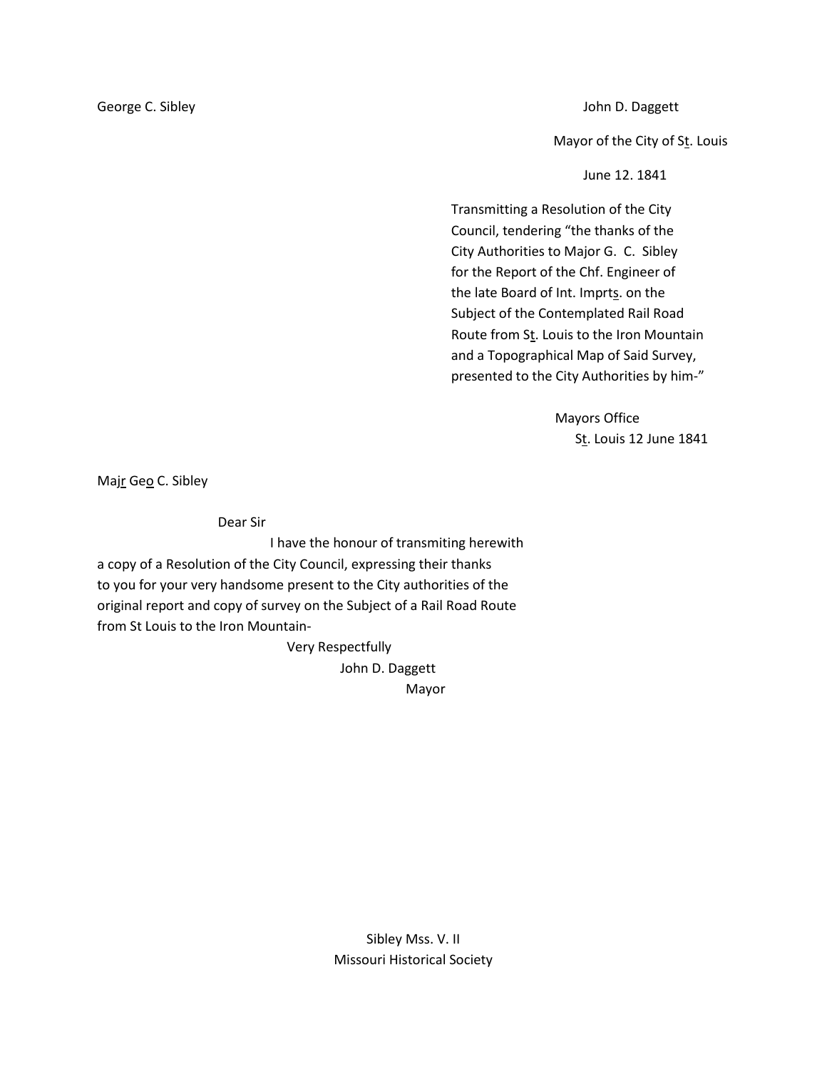George C. Sibley

John D. Daggett

Mayor of the City of St. Louis

June 12. 1841

Transmitting a Resolution of the City Council, tendering "the thanks of the City Authorities to Major G. C. Sibley for the Report of the Chf. Engineer of the late Board of Int. Imprts. on the Subject of the Contemplated Rail Road Route from St. Louis to the Iron Mountain and a Topographical Map of Said Survey, presented to the City Authorities by him-"

Mayors Office  
St. Louis 12 June 1841

Majr Geo C. Sibley

Dear Sir

I have the honour of transmiting herewith a copy of a Resolution of the City Council, expressing their thanks to you for your very handsome present to the City authorities of the original report and copy of survey on the Subject of a Rail Road Route from St Louis to the Iron Mountain-

Very Respectfully  
John D. Daggett  
Mayor

Sibley Mss. V. II  
Missouri Historical Society